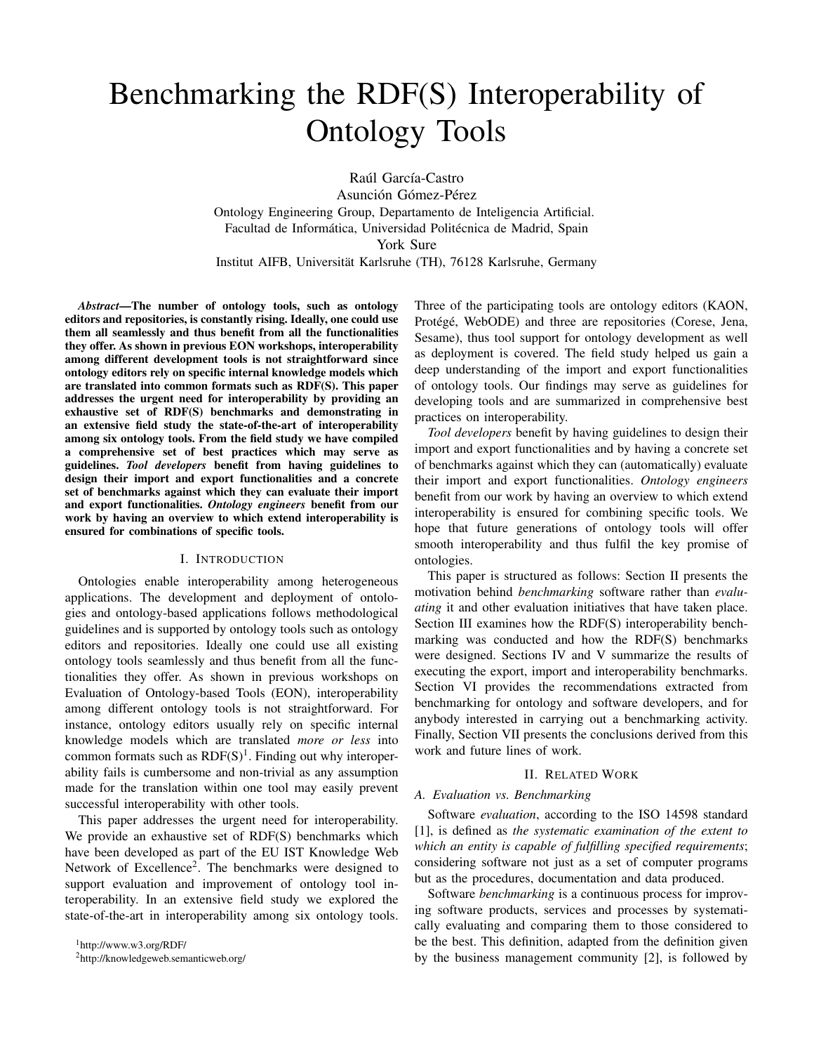# Benchmarking the RDF(S) Interoperability of Ontology Tools

Raúl García-Castro
Asunción Gómez-Pérez
Ontology Engineering Group, Departamento de Inteligencia Artificial.
Facultad de Informática, Universidad Politécnica de Madrid, Spain
York Sure
Institut AIFB, Universität Karlsruhe (TH), 76128 Karlsruhe, Germany

***Abstract*—The number of ontology tools, such as ontology editors and repositories, is constantly rising. Ideally, one could use them all seamlessly and thus benefit from all the functionalities they offer. As shown in previous EON workshops, interoperability among different development tools is not straightforward since ontology editors rely on specific internal knowledge models which are translated into common formats such as RDF(S). This paper addresses the urgent need for interoperability by providing an exhaustive set of RDF(S) benchmarks and demonstrating in an extensive field study the state-of-the-art of interoperability among six ontology tools. From the field study we have compiled a comprehensive set of best practices which may serve as guidelines. *Tool developers* benefit from having guidelines to design their import and export functionalities and a concrete set of benchmarks against which they can evaluate their import and export functionalities. *Ontology engineers* benefit from our work by having an overview to which extend interoperability is ensured for combinations of specific tools.**

## I. Introduction

Ontologies enable interoperability among heterogeneous applications. The development and deployment of ontologies and ontology-based applications follows methodological guidelines and is supported by ontology tools such as ontology editors and repositories. Ideally one could use all existing ontology tools seamlessly and thus benefit from all the functionalities they offer. As shown in previous workshops on Evaluation of Ontology-based Tools (EON), interoperability among different ontology tools is not straightforward. For instance, ontology editors usually rely on specific internal knowledge models which are translated *more or less* into common formats such as RDF(S)[1]. Finding out why interoperability fails is cumbersome and non-trivial as any assumption made for the translation within one tool may easily prevent successful interoperability with other tools.

This paper addresses the urgent need for interoperability. We provide an exhaustive set of RDF(S) benchmarks which have been developed as part of the EU IST Knowledge Web Network of Excellence[2]. The benchmarks were designed to support evaluation and improvement of ontology tool interoperability. In an extensive field study we explored the state-of-the-art in interoperability among six ontology tools. Three of the participating tools are ontology editors (KAON, Protégé, WebODE) and three are repositories (Corese, Jena, Sesame), thus tool support for ontology development as well as deployment is covered. The field study helped us gain a deep understanding of the import and export functionalities of ontology tools. Our findings may serve as guidelines for developing tools and are summarized in comprehensive best practices on interoperability.

*Tool developers* benefit by having guidelines to design their import and export functionalities and by having a concrete set of benchmarks against which they can (automatically) evaluate their import and export functionalities. *Ontology engineers* benefit from our work by having an overview to which extend interoperability is ensured for combining specific tools. We hope that future generations of ontology tools will offer smooth interoperability and thus fulfil the key promise of ontologies.

This paper is structured as follows: Section II presents the motivation behind *benchmarking* software rather than *evaluating* it and other evaluation initiatives that have taken place. Section III examines how the RDF(S) interoperability benchmarking was conducted and how the RDF(S) benchmarks were designed. Sections IV and V summarize the results of executing the export, import and interoperability benchmarks. Section VI provides the recommendations extracted from benchmarking for ontology and software developers, and for anybody interested in carrying out a benchmarking activity. Finally, Section VII presents the conclusions derived from this work and future lines of work.

## II. Related Work

### A. Evaluation vs. Benchmarking

Software *evaluation*, according to the ISO 14598 standard [1], is defined as *the systematic examination of the extent to which an entity is capable of fulfilling specified requirements*; considering software not just as a set of computer programs but as the procedures, documentation and data produced.

Software *benchmarking* is a continuous process for improving software products, services and processes by systematically evaluating and comparing them to those considered to be the best. This definition, adapted from the definition given by the business management community [2], is followed by

[1] http://www.w3.org/RDF/

[2] http://knowledgeweb.semanticweb.org/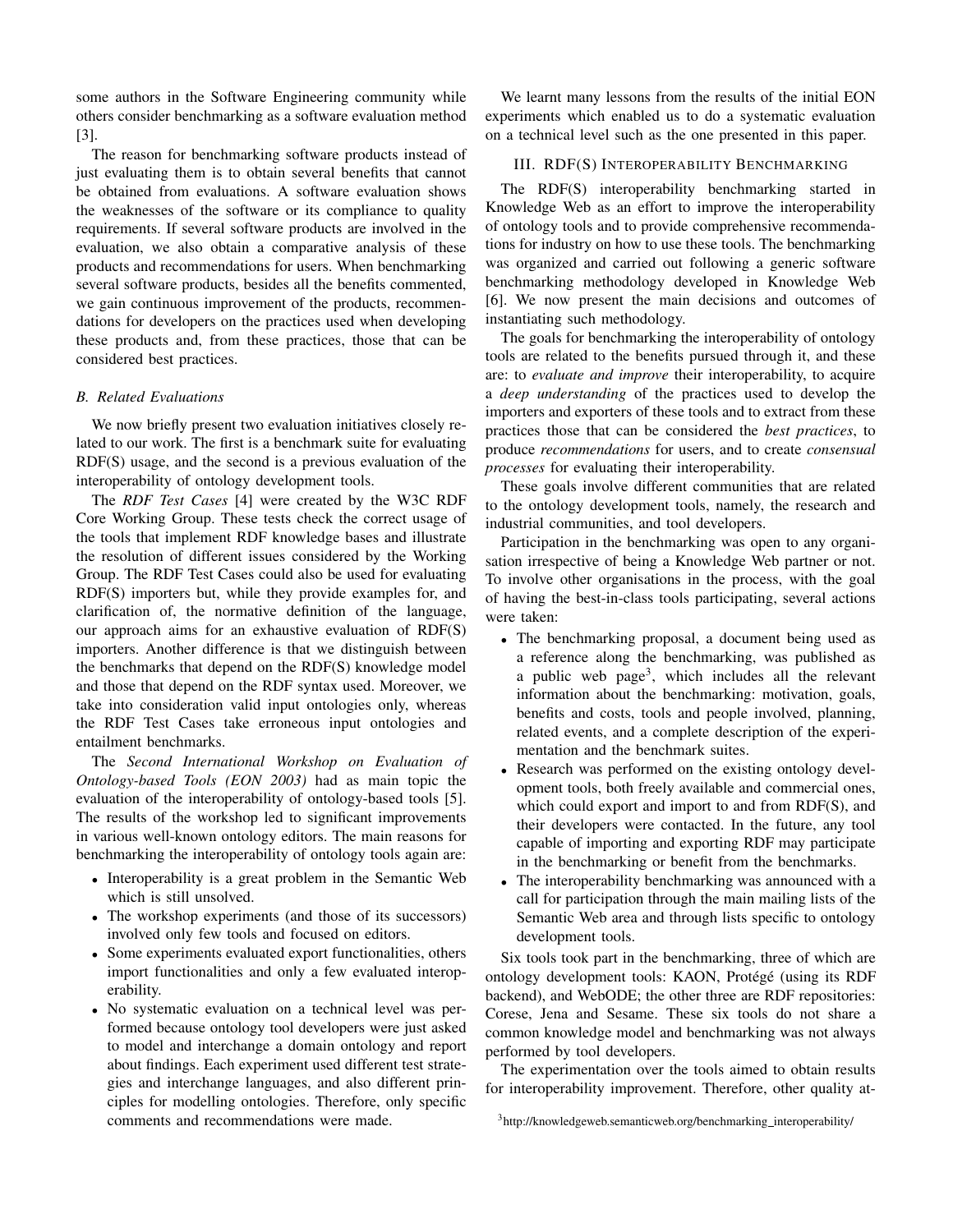some authors in the Software Engineering community while others consider benchmarking as a software evaluation method [3].

The reason for benchmarking software products instead of just evaluating them is to obtain several benefits that cannot be obtained from evaluations. A software evaluation shows the weaknesses of the software or its compliance to quality requirements. If several software products are involved in the evaluation, we also obtain a comparative analysis of these products and recommendations for users. When benchmarking several software products, besides all the benefits commented, we gain continuous improvement of the products, recommendations for developers on the practices used when developing these products and, from these practices, those that can be considered best practices.

### *B. Related Evaluations*

We now briefly present two evaluation initiatives closely related to our work. The first is a benchmark suite for evaluating RDF(S) usage, and the second is a previous evaluation of the interoperability of ontology development tools.

The *RDF Test Cases* [4] were created by the W3C RDF Core Working Group. These tests check the correct usage of the tools that implement RDF knowledge bases and illustrate the resolution of different issues considered by the Working Group. The RDF Test Cases could also be used for evaluating RDF(S) importers but, while they provide examples for, and clarification of, the normative definition of the language, our approach aims for an exhaustive evaluation of RDF(S) importers. Another difference is that we distinguish between the benchmarks that depend on the RDF(S) knowledge model and those that depend on the RDF syntax used. Moreover, we take into consideration valid input ontologies only, whereas the RDF Test Cases take erroneous input ontologies and entailment benchmarks.

The *Second International Workshop on Evaluation of Ontology-based Tools (EON 2003)* had as main topic the evaluation of the interoperability of ontology-based tools [5]. The results of the workshop led to significant improvements in various well-known ontology editors. The main reasons for benchmarking the interoperability of ontology tools again are:

- Interoperability is a great problem in the Semantic Web which is still unsolved.
- The workshop experiments (and those of its successors) involved only few tools and focused on editors.
- Some experiments evaluated export functionalities, others import functionalities and only a few evaluated interoperability.
- No systematic evaluation on a technical level was performed because ontology tool developers were just asked to model and interchange a domain ontology and report about findings. Each experiment used different test strategies and interchange languages, and also different principles for modelling ontologies. Therefore, only specific comments and recommendations were made.

We learnt many lessons from the results of the initial EON experiments which enabled us to do a systematic evaluation on a technical level such as the one presented in this paper.

## III. RDF(S) Interoperability Benchmarking

The RDF(S) interoperability benchmarking started in Knowledge Web as an effort to improve the interoperability of ontology tools and to provide comprehensive recommendations for industry on how to use these tools. The benchmarking was organized and carried out following a generic software benchmarking methodology developed in Knowledge Web [6]. We now present the main decisions and outcomes of instantiating such methodology.

The goals for benchmarking the interoperability of ontology tools are related to the benefits pursued through it, and these are: to *evaluate and improve* their interoperability, to acquire a *deep understanding* of the practices used to develop the importers and exporters of these tools and to extract from these practices those that can be considered the *best practices*, to produce *recommendations* for users, and to create *consensual processes* for evaluating their interoperability.

These goals involve different communities that are related to the ontology development tools, namely, the research and industrial communities, and tool developers.

Participation in the benchmarking was open to any organisation irrespective of being a Knowledge Web partner or not. To involve other organisations in the process, with the goal of having the best-in-class tools participating, several actions were taken:

- The benchmarking proposal, a document being used as a reference along the benchmarking, was published as a public web page[3], which includes all the relevant information about the benchmarking: motivation, goals, benefits and costs, tools and people involved, planning, related events, and a complete description of the experimentation and the benchmark suites.
- Research was performed on the existing ontology development tools, both freely available and commercial ones, which could export and import to and from RDF(S), and their developers were contacted. In the future, any tool capable of importing and exporting RDF may participate in the benchmarking or benefit from the benchmarks.
- The interoperability benchmarking was announced with a call for participation through the main mailing lists of the Semantic Web area and through lists specific to ontology development tools.

Six tools took part in the benchmarking, three of which are ontology development tools: KAON, Protégé (using its RDF backend), and WebODE; the other three are RDF repositories: Corese, Jena and Sesame. These six tools do not share a common knowledge model and benchmarking was not always performed by tool developers.

The experimentation over the tools aimed to obtain results for interoperability improvement. Therefore, other quality at-

[3] http://knowledgeweb.semanticweb.org/benchmarking_interoperability/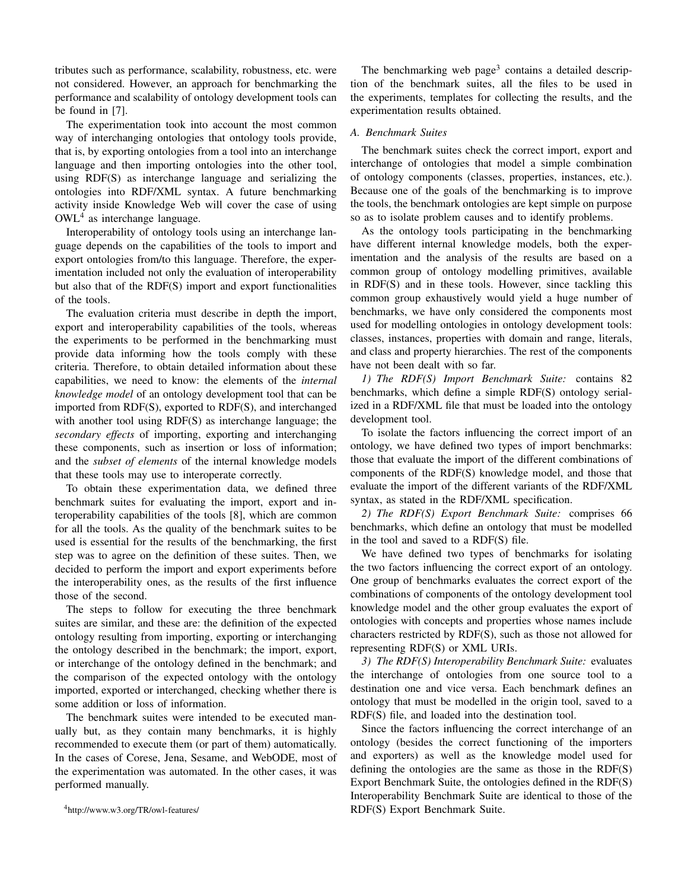tributes such as performance, scalability, robustness, etc. were not considered. However, an approach for benchmarking the performance and scalability of ontology development tools can be found in [7].

The experimentation took into account the most common way of interchanging ontologies that ontology tools provide, that is, by exporting ontologies from a tool into an interchange language and then importing ontologies into the other tool, using RDF(S) as interchange language and serializing the ontologies into RDF/XML syntax. A future benchmarking activity inside Knowledge Web will cover the case of using OWL[4] as interchange language.

Interoperability of ontology tools using an interchange language depends on the capabilities of the tools to import and export ontologies from/to this language. Therefore, the experimentation included not only the evaluation of interoperability but also that of the RDF(S) import and export functionalities of the tools.

The evaluation criteria must describe in depth the import, export and interoperability capabilities of the tools, whereas the experiments to be performed in the benchmarking must provide data informing how the tools comply with these criteria. Therefore, to obtain detailed information about these capabilities, we need to know: the elements of the *internal knowledge model* of an ontology development tool that can be imported from RDF(S), exported to RDF(S), and interchanged with another tool using RDF(S) as interchange language; the *secondary effects* of importing, exporting and interchanging these components, such as insertion or loss of information; and the *subset of elements* of the internal knowledge models that these tools may use to interoperate correctly.

To obtain these experimentation data, we defined three benchmark suites for evaluating the import, export and interoperability capabilities of the tools [8], which are common for all the tools. As the quality of the benchmark suites to be used is essential for the results of the benchmarking, the first step was to agree on the definition of these suites. Then, we decided to perform the import and export experiments before the interoperability ones, as the results of the first influence those of the second.

The steps to follow for executing the three benchmark suites are similar, and these are: the definition of the expected ontology resulting from importing, exporting or interchanging the ontology described in the benchmark; the import, export, or interchange of the ontology defined in the benchmark; and the comparison of the expected ontology with the ontology imported, exported or interchanged, checking whether there is some addition or loss of information.

The benchmark suites were intended to be executed manually but, as they contain many benchmarks, it is highly recommended to execute them (or part of them) automatically. In the cases of Corese, Jena, Sesame, and WebODE, most of the experimentation was automated. In the other cases, it was performed manually.

[4] http://www.w3.org/TR/owl-features/

The benchmarking web page[3] contains a detailed description of the benchmark suites, all the files to be used in the experiments, templates for collecting the results, and the experimentation results obtained.

### A. Benchmark Suites

The benchmark suites check the correct import, export and interchange of ontologies that model a simple combination of ontology components (classes, properties, instances, etc.). Because one of the goals of the benchmarking is to improve the tools, the benchmark ontologies are kept simple on purpose so as to isolate problem causes and to identify problems.

As the ontology tools participating in the benchmarking have different internal knowledge models, both the experimentation and the analysis of the results are based on a common group of ontology modelling primitives, available in RDF(S) and in these tools. However, since tackling this common group exhaustively would yield a huge number of benchmarks, we have only considered the components most used for modelling ontologies in ontology development tools: classes, instances, properties with domain and range, literals, and class and property hierarchies. The rest of the components have not been dealt with so far.

*1) The RDF(S) Import Benchmark Suite:* contains 82 benchmarks, which define a simple RDF(S) ontology serialized in a RDF/XML file that must be loaded into the ontology development tool.

To isolate the factors influencing the correct import of an ontology, we have defined two types of import benchmarks: those that evaluate the import of the different combinations of components of the RDF(S) knowledge model, and those that evaluate the import of the different variants of the RDF/XML syntax, as stated in the RDF/XML specification.

*2) The RDF(S) Export Benchmark Suite:* comprises 66 benchmarks, which define an ontology that must be modelled in the tool and saved to a RDF(S) file.

We have defined two types of benchmarks for isolating the two factors influencing the correct export of an ontology. One group of benchmarks evaluates the correct export of the combinations of components of the ontology development tool knowledge model and the other group evaluates the export of ontologies with concepts and properties whose names include characters restricted by RDF(S), such as those not allowed for representing RDF(S) or XML URIs.

*3) The RDF(S) Interoperability Benchmark Suite:* evaluates the interchange of ontologies from one source tool to a destination one and vice versa. Each benchmark defines an ontology that must be modelled in the origin tool, saved to a RDF(S) file, and loaded into the destination tool.

Since the factors influencing the correct interchange of an ontology (besides the correct functioning of the importers and exporters) as well as the knowledge model used for defining the ontologies are the same as those in the RDF(S) Export Benchmark Suite, the ontologies defined in the RDF(S) Interoperability Benchmark Suite are identical to those of the RDF(S) Export Benchmark Suite.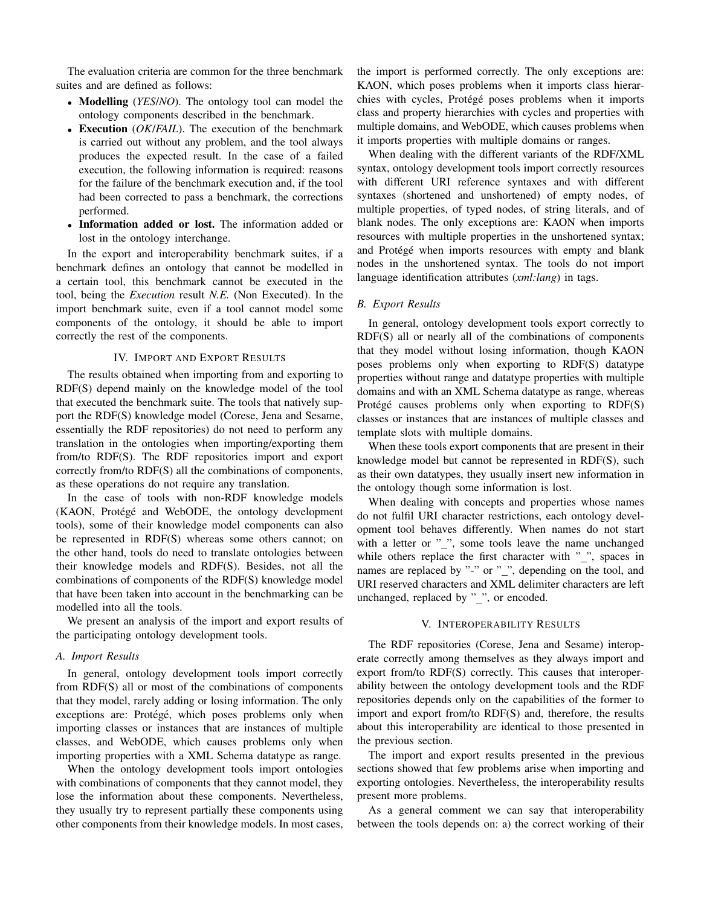The evaluation criteria are common for the three benchmark suites and are defined as follows:

- **Modelling** (*YES*/*NO*). The ontology tool can model the ontology components described in the benchmark.
- **Execution** (*OK*/*FAIL*). The execution of the benchmark is carried out without any problem, and the tool always produces the expected result. In the case of a failed execution, the following information is required: reasons for the failure of the benchmark execution and, if the tool had been corrected to pass a benchmark, the corrections performed.
- **Information added or lost.** The information added or lost in the ontology interchange.

In the export and interoperability benchmark suites, if a benchmark defines an ontology that cannot be modelled in a certain tool, this benchmark cannot be executed in the tool, being the *Execution* result *N.E.* (Non Executed). In the import benchmark suite, even if a tool cannot model some components of the ontology, it should be able to import correctly the rest of the components.

## IV. Import and Export Results

The results obtained when importing from and exporting to RDF(S) depend mainly on the knowledge model of the tool that executed the benchmark suite. The tools that natively support the RDF(S) knowledge model (Corese, Jena and Sesame, essentially the RDF repositories) do not need to perform any translation in the ontologies when importing/exporting them from/to RDF(S). The RDF repositories import and export correctly from/to RDF(S) all the combinations of components, as these operations do not require any translation.

In the case of tools with non-RDF knowledge models (KAON, Protégé and WebODE, the ontology development tools), some of their knowledge model components can also be represented in RDF(S) whereas some others cannot; on the other hand, tools do need to translate ontologies between their knowledge models and RDF(S). Besides, not all the combinations of components of the RDF(S) knowledge model that have been taken into account in the benchmarking can be modelled into all the tools.

We present an analysis of the import and export results of the participating ontology development tools.

### A. Import Results

In general, ontology development tools import correctly from RDF(S) all or most of the combinations of components that they model, rarely adding or losing information. The only exceptions are: Protégé, which poses problems only when importing classes or instances that are instances of multiple classes, and WebODE, which causes problems only when importing properties with a XML Schema datatype as range.

When the ontology development tools import ontologies with combinations of components that they cannot model, they lose the information about these components. Nevertheless, they usually try to represent partially these components using other components from their knowledge models. In most cases, the import is performed correctly. The only exceptions are: KAON, which poses problems when it imports class hierarchies with cycles, Protégé poses problems when it imports class and property hierarchies with cycles and properties with multiple domains, and WebODE, which causes problems when it imports properties with multiple domains or ranges.

When dealing with the different variants of the RDF/XML syntax, ontology development tools import correctly resources with different URI reference syntaxes and with different syntaxes (shortened and unshortened) of empty nodes, of multiple properties, of typed nodes, of string literals, and of blank nodes. The only exceptions are: KAON when imports resources with multiple properties in the unshortened syntax; and Protégé when imports resources with empty and blank nodes in the unshortened syntax. The tools do not import language identification attributes (*xml:lang*) in tags.

### B. Export Results

In general, ontology development tools export correctly to RDF(S) all or nearly all of the combinations of components that they model without losing information, though KAON poses problems only when exporting to RDF(S) datatype properties without range and datatype properties with multiple domains and with an XML Schema datatype as range, whereas Protégé causes problems only when exporting to RDF(S) classes or instances that are instances of multiple classes and template slots with multiple domains.

When these tools export components that are present in their knowledge model but cannot be represented in RDF(S), such as their own datatypes, they usually insert new information in the ontology though some information is lost.

When dealing with concepts and properties whose names do not fulfil URI character restrictions, each ontology development tool behaves differently. When names do not start with a letter or "_", some tools leave the name unchanged while others replace the first character with "_", spaces in names are replaced by "-" or "_", depending on the tool, and URI reserved characters and XML delimiter characters are left unchanged, replaced by "_", or encoded.

## V. Interoperability Results

The RDF repositories (Corese, Jena and Sesame) interoperate correctly among themselves as they always import and export from/to RDF(S) correctly. This causes that interoperability between the ontology development tools and the RDF repositories depends only on the capabilities of the former to import and export from/to RDF(S) and, therefore, the results about this interoperability are identical to those presented in the previous section.

The import and export results presented in the previous sections showed that few problems arise when importing and exporting ontologies. Nevertheless, the interoperability results present more problems.

As a general comment we can say that interoperability between the tools depends on: a) the correct working of their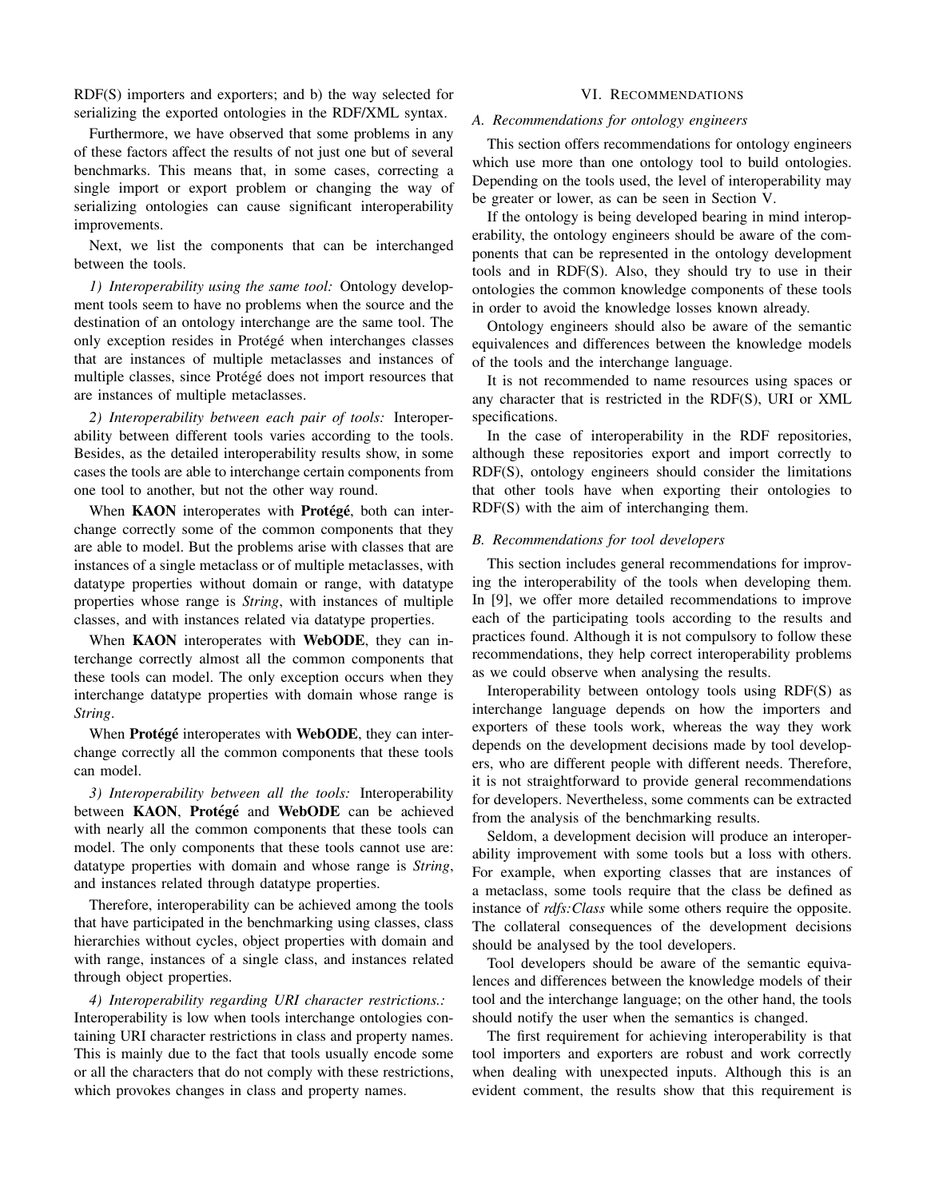RDF(S) importers and exporters; and b) the way selected for serializing the exported ontologies in the RDF/XML syntax.

Furthermore, we have observed that some problems in any of these factors affect the results of not just one but of several benchmarks. This means that, in some cases, correcting a single import or export problem or changing the way of serializing ontologies can cause significant interoperability improvements.

Next, we list the components that can be interchanged between the tools.

*1) Interoperability using the same tool:* Ontology development tools seem to have no problems when the source and the destination of an ontology interchange are the same tool. The only exception resides in Protégé when interchanges classes that are instances of multiple metaclasses and instances of multiple classes, since Protégé does not import resources that are instances of multiple metaclasses.

*2) Interoperability between each pair of tools:* Interoperability between different tools varies according to the tools. Besides, as the detailed interoperability results show, in some cases the tools are able to interchange certain components from one tool to another, but not the other way round.

When **KAON** interoperates with **Protégé**, both can interchange correctly some of the common components that they are able to model. But the problems arise with classes that are instances of a single metaclass or of multiple metaclasses, with datatype properties without domain or range, with datatype properties whose range is *String*, with instances of multiple classes, and with instances related via datatype properties.

When **KAON** interoperates with **WebODE**, they can interchange correctly almost all the common components that these tools can model. The only exception occurs when they interchange datatype properties with domain whose range is *String*.

When **Protégé** interoperates with **WebODE**, they can interchange correctly all the common components that these tools can model.

*3) Interoperability between all the tools:* Interoperability between **KAON**, **Protégé** and **WebODE** can be achieved with nearly all the common components that these tools can model. The only components that these tools cannot use are: datatype properties with domain and whose range is *String*, and instances related through datatype properties.

Therefore, interoperability can be achieved among the tools that have participated in the benchmarking using classes, class hierarchies without cycles, object properties with domain and with range, instances of a single class, and instances related through object properties.

*4) Interoperability regarding URI character restrictions.:* Interoperability is low when tools interchange ontologies containing URI character restrictions in class and property names. This is mainly due to the fact that tools usually encode some or all the characters that do not comply with these restrictions, which provokes changes in class and property names.

## VI. Recommendations

### A. Recommendations for ontology engineers

This section offers recommendations for ontology engineers which use more than one ontology tool to build ontologies. Depending on the tools used, the level of interoperability may be greater or lower, as can be seen in Section V.

If the ontology is being developed bearing in mind interoperability, the ontology engineers should be aware of the components that can be represented in the ontology development tools and in RDF(S). Also, they should try to use in their ontologies the common knowledge components of these tools in order to avoid the knowledge losses known already.

Ontology engineers should also be aware of the semantic equivalences and differences between the knowledge models of the tools and the interchange language.

It is not recommended to name resources using spaces or any character that is restricted in the RDF(S), URI or XML specifications.

In the case of interoperability in the RDF repositories, although these repositories export and import correctly to RDF(S), ontology engineers should consider the limitations that other tools have when exporting their ontologies to RDF(S) with the aim of interchanging them.

### B. Recommendations for tool developers

This section includes general recommendations for improving the interoperability of the tools when developing them. In [9], we offer more detailed recommendations to improve each of the participating tools according to the results and practices found. Although it is not compulsory to follow these recommendations, they help correct interoperability problems as we could observe when analysing the results.

Interoperability between ontology tools using RDF(S) as interchange language depends on how the importers and exporters of these tools work, whereas the way they work depends on the development decisions made by tool developers, who are different people with different needs. Therefore, it is not straightforward to provide general recommendations for developers. Nevertheless, some comments can be extracted from the analysis of the benchmarking results.

Seldom, a development decision will produce an interoperability improvement with some tools but a loss with others. For example, when exporting classes that are instances of a metaclass, some tools require that the class be defined as instance of *rdfs:Class* while some others require the opposite. The collateral consequences of the development decisions should be analysed by the tool developers.

Tool developers should be aware of the semantic equivalences and differences between the knowledge models of their tool and the interchange language; on the other hand, the tools should notify the user when the semantics is changed.

The first requirement for achieving interoperability is that tool importers and exporters are robust and work correctly when dealing with unexpected inputs. Although this is an evident comment, the results show that this requirement is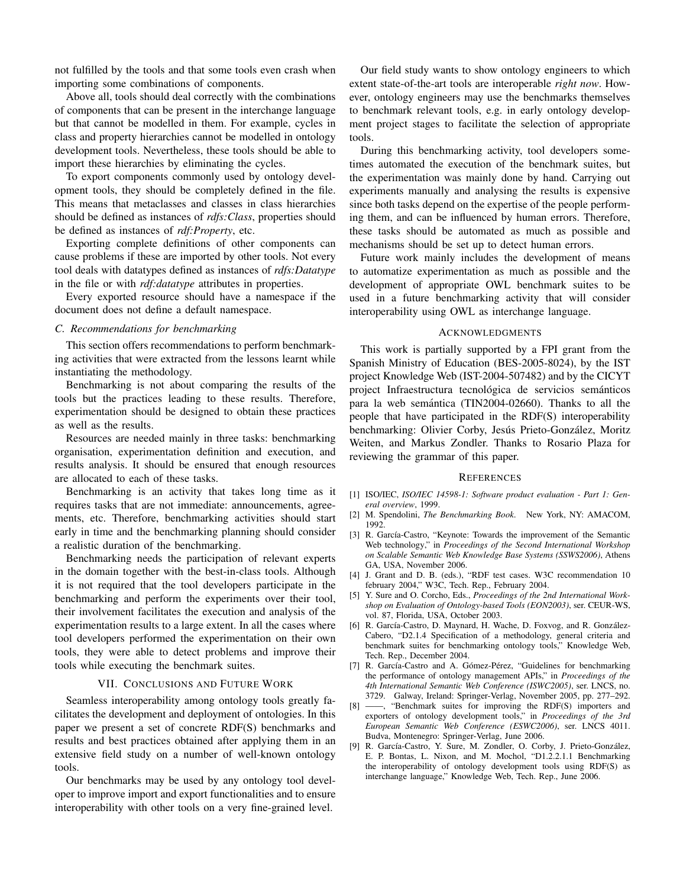not fulfilled by the tools and that some tools even crash when importing some combinations of components.

Above all, tools should deal correctly with the combinations of components that can be present in the interchange language but that cannot be modelled in them. For example, cycles in class and property hierarchies cannot be modelled in ontology development tools. Nevertheless, these tools should be able to import these hierarchies by eliminating the cycles.

To export components commonly used by ontology development tools, they should be completely defined in the file. This means that metaclasses and classes in class hierarchies should be defined as instances of *rdfs:Class*, properties should be defined as instances of *rdf:Property*, etc.

Exporting complete definitions of other components can cause problems if these are imported by other tools. Not every tool deals with datatypes defined as instances of *rdfs:Datatype* in the file or with *rdf:datatype* attributes in properties.

Every exported resource should have a namespace if the document does not define a default namespace.

### C. Recommendations for benchmarking

This section offers recommendations to perform benchmarking activities that were extracted from the lessons learnt while instantiating the methodology.

Benchmarking is not about comparing the results of the tools but the practices leading to these results. Therefore, experimentation should be designed to obtain these practices as well as the results.

Resources are needed mainly in three tasks: benchmarking organisation, experimentation definition and execution, and results analysis. It should be ensured that enough resources are allocated to each of these tasks.

Benchmarking is an activity that takes long time as it requires tasks that are not immediate: announcements, agreements, etc. Therefore, benchmarking activities should start early in time and the benchmarking planning should consider a realistic duration of the benchmarking.

Benchmarking needs the participation of relevant experts in the domain together with the best-in-class tools. Although it is not required that the tool developers participate in the benchmarking and perform the experiments over their tool, their involvement facilitates the execution and analysis of the experimentation results to a large extent. In all the cases where tool developers performed the experimentation on their own tools, they were able to detect problems and improve their tools while executing the benchmark suites.

## VII. Conclusions and Future Work

Seamless interoperability among ontology tools greatly facilitates the development and deployment of ontologies. In this paper we present a set of concrete RDF(S) benchmarks and results and best practices obtained after applying them in an extensive field study on a number of well-known ontology tools.

Our benchmarks may be used by any ontology tool developer to improve import and export functionalities and to ensure interoperability with other tools on a very fine-grained level.

Our field study wants to show ontology engineers to which extent state-of-the-art tools are interoperable *right now*. However, ontology engineers may use the benchmarks themselves to benchmark relevant tools, e.g. in early ontology development project stages to facilitate the selection of appropriate tools.

During this benchmarking activity, tool developers sometimes automated the execution of the benchmark suites, but the experimentation was mainly done by hand. Carrying out experiments manually and analysing the results is expensive since both tasks depend on the expertise of the people performing them, and can be influenced by human errors. Therefore, these tasks should be automated as much as possible and mechanisms should be set up to detect human errors.

Future work mainly includes the development of means to automatize experimentation as much as possible and the development of appropriate OWL benchmark suites to be used in a future benchmarking activity that will consider interoperability using OWL as interchange language.

## Acknowledgments

This work is partially supported by a FPI grant from the Spanish Ministry of Education (BES-2005-8024), by the IST project Knowledge Web (IST-2004-507482) and by the CICYT project Infraestructura tecnológica de servicios semánticos para la web semántica (TIN2004-02660). Thanks to all the people that have participated in the RDF(S) interoperability benchmarking: Olivier Corby, Jesús Prieto-González, Moritz Weiten, and Markus Zondler. Thanks to Rosario Plaza for reviewing the grammar of this paper.

## References

[1] ISO/IEC, *ISO/IEC 14598-1: Software product evaluation - Part 1: General overview*, 1999.

[2] M. Spendolini, *The Benchmarking Book*. New York, NY: AMACOM, 1992.

[3] R. García-Castro, "Keynote: Towards the improvement of the Semantic Web technology," in *Proceedings of the Second International Workshop on Scalable Semantic Web Knowledge Base Systems (SSWS2006)*, Athens GA, USA, November 2006.

[4] J. Grant and D. B. (eds.), "RDF test cases. W3C recommendation 10 february 2004," W3C, Tech. Rep., February 2004.

[5] Y. Sure and O. Corcho, Eds., *Proceedings of the 2nd International Workshop on Evaluation of Ontology-based Tools (EON2003)*, ser. CEUR-WS, vol. 87, Florida, USA, October 2003.

[6] R. García-Castro, D. Maynard, H. Wache, D. Foxvog, and R. González-Cabero, "D2.1.4 Specification of a methodology, general criteria and benchmark suites for benchmarking ontology tools," Knowledge Web, Tech. Rep., December 2004.

[7] R. García-Castro and A. Gómez-Pérez, "Guidelines for benchmarking the performance of ontology management APIs," in *Proceedings of the 4th International Semantic Web Conference (ISWC2005)*, ser. LNCS, no. 3729. Galway, Ireland: Springer-Verlag, November 2005, pp. 277–292.

[8] ——, "Benchmark suites for improving the RDF(S) importers and exporters of ontology development tools," in *Proceedings of the 3rd European Semantic Web Conference (ESWC2006)*, ser. LNCS 4011. Budva, Montenegro: Springer-Verlag, June 2006.

[9] R. García-Castro, Y. Sure, M. Zondler, O. Corby, J. Prieto-González, E. P. Bontas, L. Nixon, and M. Mochol, "D1.2.2.1.1 Benchmarking the interoperability of ontology development tools using RDF(S) as interchange language," Knowledge Web, Tech. Rep., June 2006.